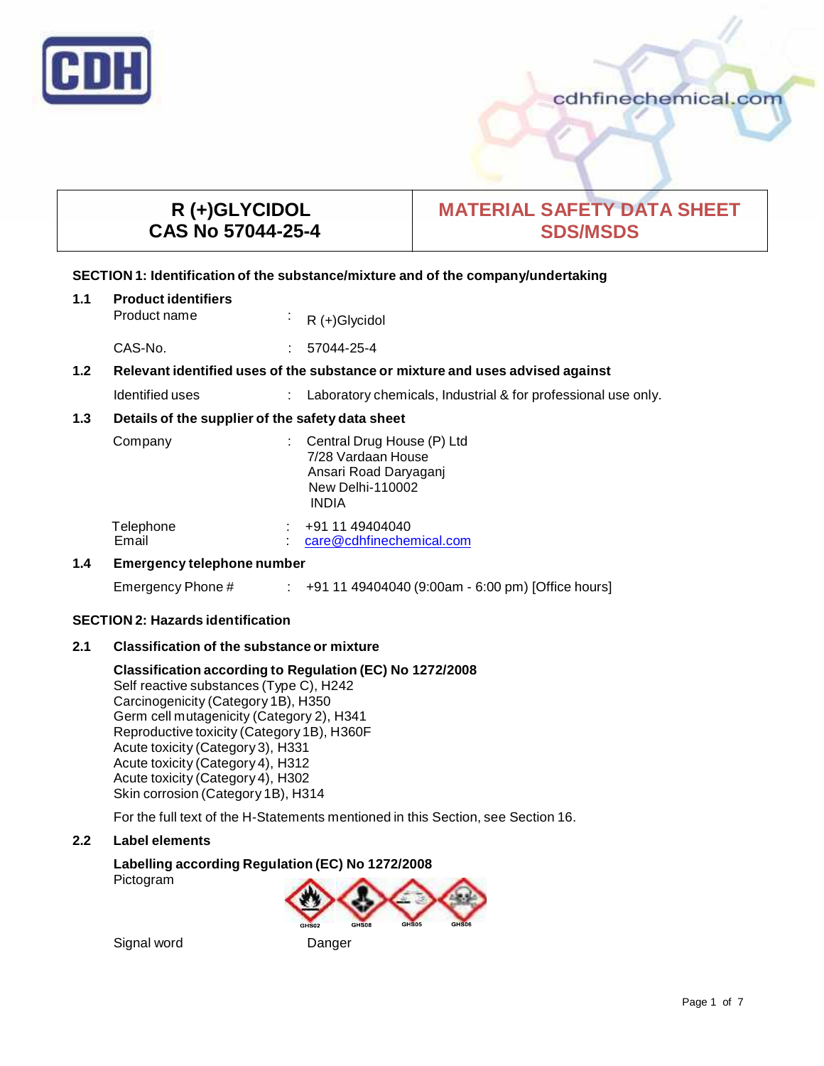| R (+)GLYCIDOL<br>CAS No 57044-25-4 | MATERIAL SAFETY DATA SHEET<br>SDS/MSDS |
|---|---|

## SECTION 1: Identification of the substance/mixture and of the company/undertaking

### 1.1 Product identifiers

Product name : R (+)Glycidol

CAS-No. : 57044-25-4

### 1.2 Relevant identified uses of the substance or mixture and uses advised against

Identified uses : Laboratory chemicals, Industrial & for professional use only.

### 1.3 Details of the supplier of the safety data sheet

Company : Central Drug House (P) Ltd
7/28 Vardaan House
Ansari Road Daryaganj
New Delhi-110002
INDIA

Telephone : +91 11 49404040
Email : care@cdhfinechemical.com

### 1.4 Emergency telephone number

Emergency Phone # : +91 11 49404040 (9:00am - 6:00 pm) [Office hours]

## SECTION 2: Hazards identification

### 2.1 Classification of the substance or mixture

**Classification according to Regulation (EC) No 1272/2008**

Self reactive substances (Type C), H242
Carcinogenicity (Category 1B), H350
Germ cell mutagenicity (Category 2), H341
Reproductive toxicity (Category 1B), H360F
Acute toxicity (Category 3), H331
Acute toxicity (Category 4), H312
Acute toxicity (Category 4), H302
Skin corrosion (Category 1B), H314

For the full text of the H-Statements mentioned in this Section, see Section 16.

### 2.2 Label elements

**Labelling according Regulation (EC) No 1272/2008**

Pictogram GHS02 GHS08 GHS05 GHS06

Signal word Danger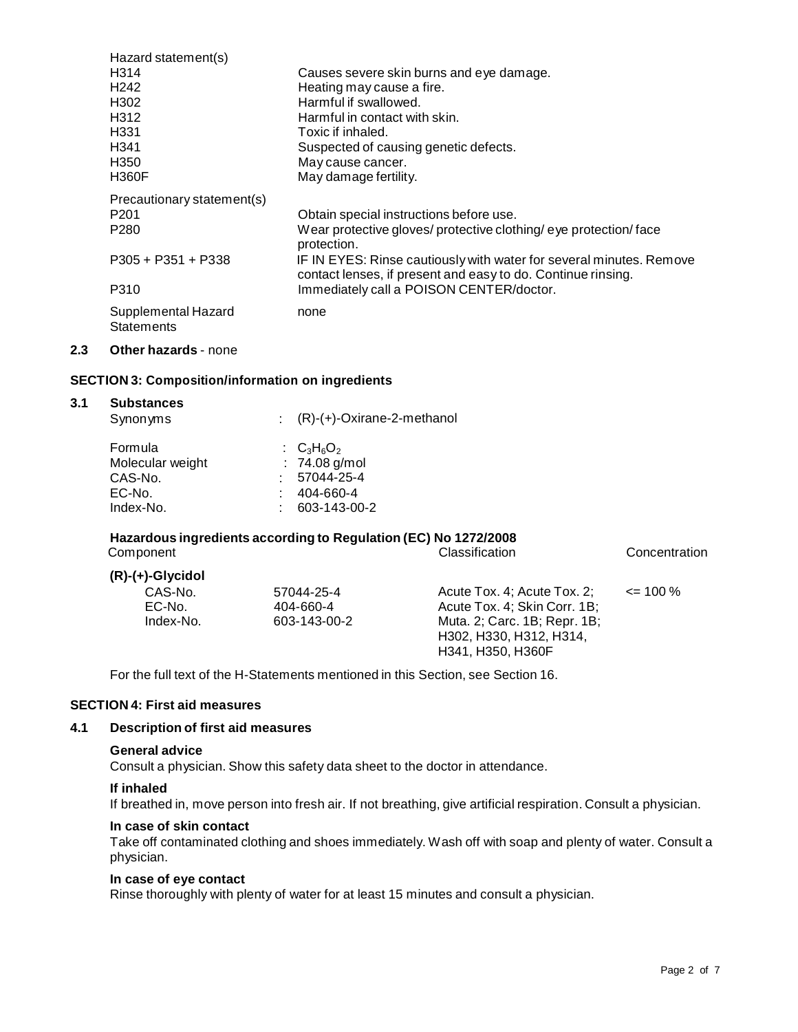Hazard statement(s)

| | |
|---|---|
| H314 | Causes severe skin burns and eye damage. |
| H242 | Heating may cause a fire. |
| H302 | Harmful if swallowed. |
| H312 | Harmful in contact with skin. |
| H331 | Toxic if inhaled. |
| H341 | Suspected of causing genetic defects. |
| H350 | May cause cancer. |
| H360F | May damage fertility. |

Precautionary statement(s)

| | |
|---|---|
| P201 | Obtain special instructions before use. |
| P280 | Wear protective gloves/ protective clothing/ eye protection/ face protection. |
| P305 + P351 + P338 | IF IN EYES: Rinse cautiously with water for several minutes. Remove contact lenses, if present and easy to do. Continue rinsing. |
| P310 | Immediately call a POISON CENTER/doctor. |
| Supplemental Hazard Statements | none |

## 2.3 Other hazards - none

## SECTION 3: Composition/information on ingredients

### 3.1 Substances

| | |
|---|---|
| Synonyms | : (R)-(+)-Oxirane-2-methanol |
| Formula | : $C_3H_6O_2$ |
| Molecular weight | : 74.08 g/mol |
| CAS-No. | : 57044-25-4 |
| EC-No. | : 404-660-4 |
| Index-No. | : 603-143-00-2 |

**Hazardous ingredients according to Regulation (EC) No 1272/2008**

| Component | | Classification | Concentration |
|---|---|---|---|
| **(R)-(+)-Glycidol** | | | |
| CAS-No. | 57044-25-4 | Acute Tox. 4; Acute Tox. 2; Acute Tox. 4; Skin Corr. 1B; Muta. 2; Carc. 1B; Repr. 1B; H302, H330, H312, H314, H341, H350, H360F | <= 100 % |
| EC-No. | 404-660-4 | | |
| Index-No. | 603-143-00-2 | | |

For the full text of the H-Statements mentioned in this Section, see Section 16.

## SECTION 4: First aid measures

### 4.1 Description of first aid measures

**General advice**

Consult a physician. Show this safety data sheet to the doctor in attendance.

**If inhaled**

If breathed in, move person into fresh air. If not breathing, give artificial respiration. Consult a physician.

**In case of skin contact**

Take off contaminated clothing and shoes immediately. Wash off with soap and plenty of water. Consult a physician.

**In case of eye contact**

Rinse thoroughly with plenty of water for at least 15 minutes and consult a physician.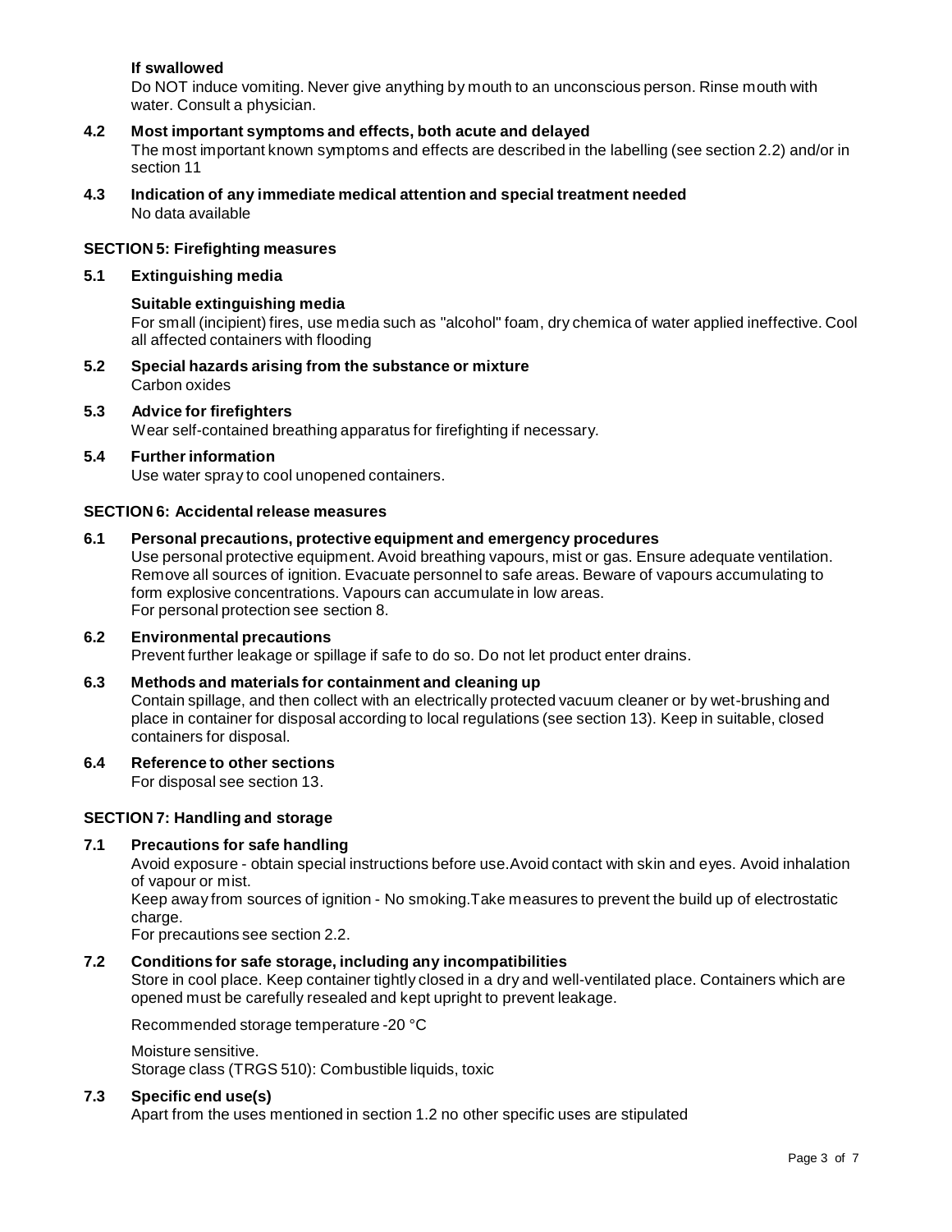**If swallowed**

Do NOT induce vomiting. Never give anything by mouth to an unconscious person. Rinse mouth with water. Consult a physician.

### 4.2 Most important symptoms and effects, both acute and delayed

The most important known symptoms and effects are described in the labelling (see section 2.2) and/or in section 11

### 4.3 Indication of any immediate medical attention and special treatment needed

No data available

## SECTION 5: Firefighting measures

### 5.1 Extinguishing media

**Suitable extinguishing media**

For small (incipient) fires, use media such as "alcohol" foam, dry chemica of water applied ineffective. Cool all affected containers with flooding

### 5.2 Special hazards arising from the substance or mixture

Carbon oxides

### 5.3 Advice for firefighters

Wear self-contained breathing apparatus for firefighting if necessary.

### 5.4 Further information

Use water spray to cool unopened containers.

## SECTION 6: Accidental release measures

### 6.1 Personal precautions, protective equipment and emergency procedures

Use personal protective equipment. Avoid breathing vapours, mist or gas. Ensure adequate ventilation. Remove all sources of ignition. Evacuate personnel to safe areas. Beware of vapours accumulating to form explosive concentrations. Vapours can accumulate in low areas.
For personal protection see section 8.

### 6.2 Environmental precautions

Prevent further leakage or spillage if safe to do so. Do not let product enter drains.

### 6.3 Methods and materials for containment and cleaning up

Contain spillage, and then collect with an electrically protected vacuum cleaner or by wet-brushing and place in container for disposal according to local regulations (see section 13). Keep in suitable, closed containers for disposal.

### 6.4 Reference to other sections

For disposal see section 13.

## SECTION 7: Handling and storage

### 7.1 Precautions for safe handling

Avoid exposure - obtain special instructions before use.Avoid contact with skin and eyes. Avoid inhalation of vapour or mist.
Keep away from sources of ignition - No smoking.Take measures to prevent the build up of electrostatic charge.
For precautions see section 2.2.

### 7.2 Conditions for safe storage, including any incompatibilities

Store in cool place. Keep container tightly closed in a dry and well-ventilated place. Containers which are opened must be carefully resealed and kept upright to prevent leakage.

Recommended storage temperature -20 °C

Moisture sensitive.
Storage class (TRGS 510): Combustible liquids, toxic

### 7.3 Specific end use(s)

Apart from the uses mentioned in section 1.2 no other specific uses are stipulated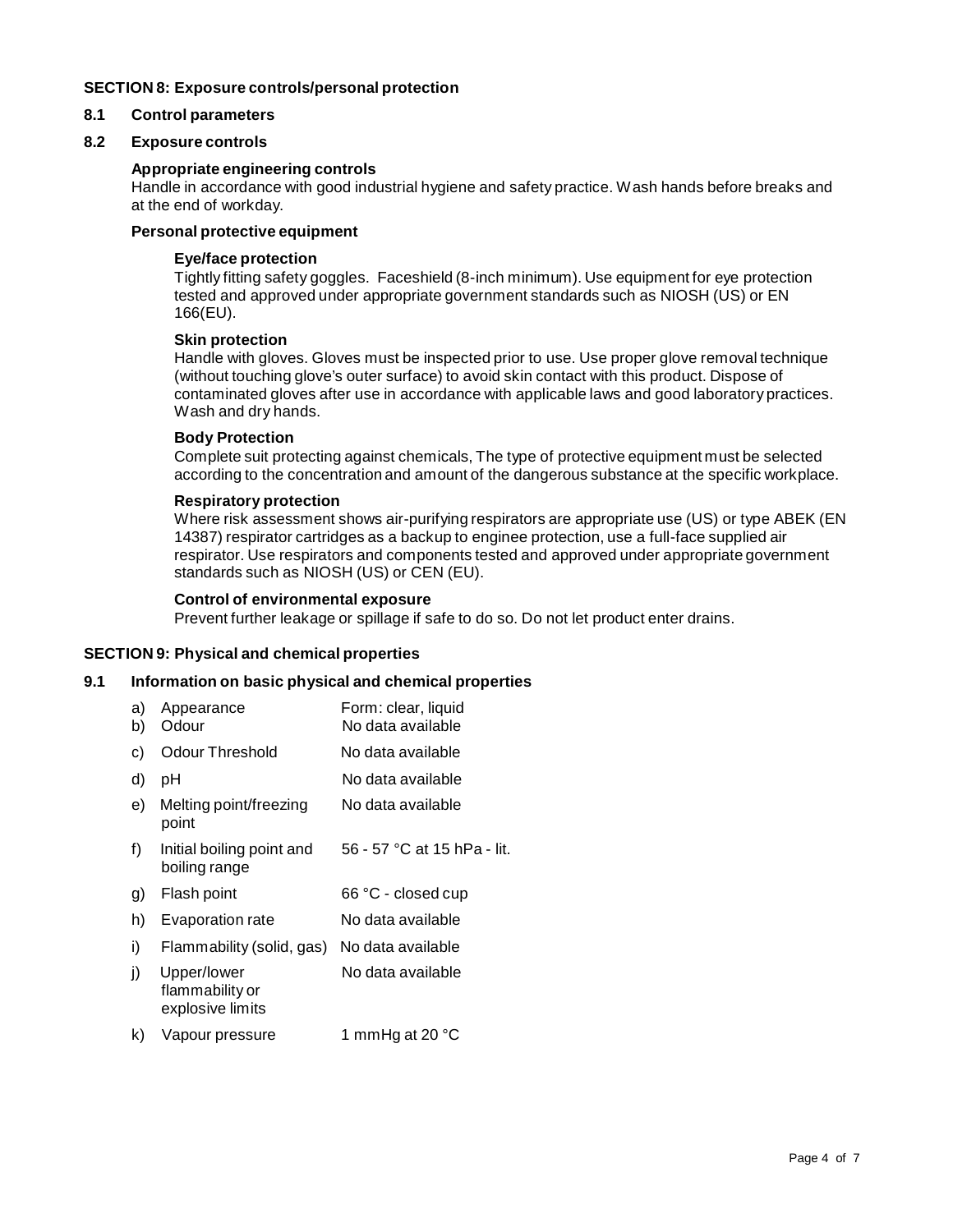## SECTION 8: Exposure controls/personal protection

### 8.1 Control parameters

### 8.2 Exposure controls

**Appropriate engineering controls**

Handle in accordance with good industrial hygiene and safety practice. Wash hands before breaks and at the end of workday.

**Personal protective equipment**

**Eye/face protection**

Tightly fitting safety goggles. Faceshield (8-inch minimum). Use equipment for eye protection tested and approved under appropriate government standards such as NIOSH (US) or EN 166(EU).

**Skin protection**

Handle with gloves. Gloves must be inspected prior to use. Use proper glove removal technique (without touching glove's outer surface) to avoid skin contact with this product. Dispose of contaminated gloves after use in accordance with applicable laws and good laboratory practices. Wash and dry hands.

**Body Protection**

Complete suit protecting against chemicals, The type of protective equipment must be selected according to the concentration and amount of the dangerous substance at the specific workplace.

**Respiratory protection**

Where risk assessment shows air-purifying respirators are appropriate use (US) or type ABEK (EN 14387) respirator cartridges as a backup to enginee protection, use a full-face supplied air respirator. Use respirators and components tested and approved under appropriate government standards such as NIOSH (US) or CEN (EU).

**Control of environmental exposure**

Prevent further leakage or spillage if safe to do so. Do not let product enter drains.

## SECTION 9: Physical and chemical properties

### 9.1 Information on basic physical and chemical properties

| | | |
|---|---|---|
| a) | Appearance | Form: clear, liquid |
| b) | Odour | No data available |
| c) | Odour Threshold | No data available |
| d) | pH | No data available |
| e) | Melting point/freezing point | No data available |
| f) | Initial boiling point and boiling range | 56 - 57 °C at 15 hPa - lit. |
| g) | Flash point | 66 °C - closed cup |
| h) | Evaporation rate | No data available |
| i) | Flammability (solid, gas) | No data available |
| j) | Upper/lower flammability or explosive limits | No data available |
| k) | Vapour pressure | 1 mmHg at 20 °C |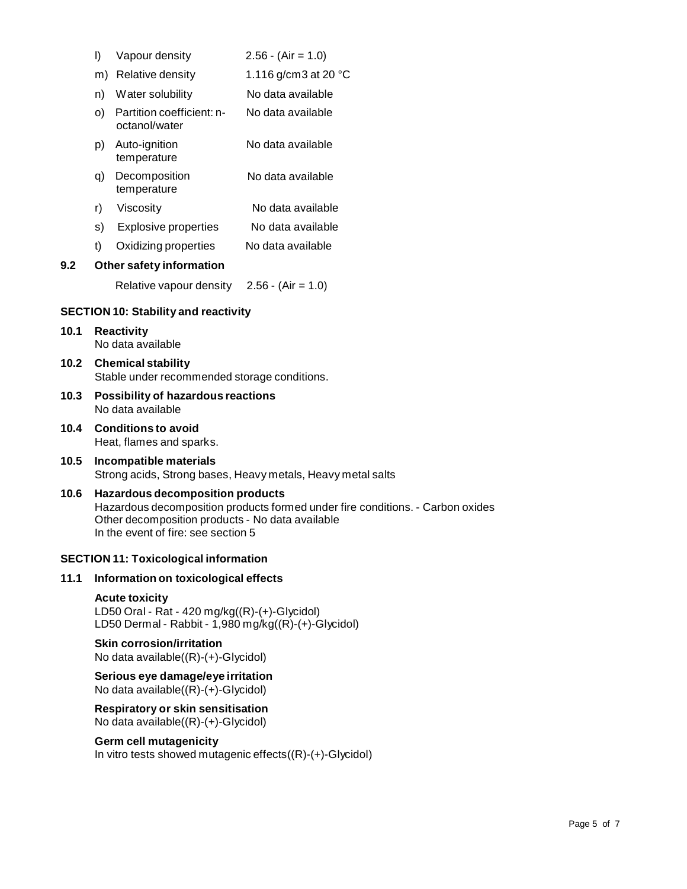| | | |
|---|---|---|
| l) | Vapour density | 2.56 - (Air = 1.0) |
| m) | Relative density | 1.116 g/cm3 at 20 °C |
| n) | Water solubility | No data available |
| o) | Partition coefficient: n-octanol/water | No data available |
| p) | Auto-ignition temperature | No data available |
| q) | Decomposition temperature | No data available |
| r) | Viscosity | No data available |
| s) | Explosive properties | No data available |
| t) | Oxidizing properties | No data available |

**9.2 Other safety information**

Relative vapour density 2.56 - (Air = 1.0)

## SECTION 10: Stability and reactivity

**10.1 Reactivity**
No data available

**10.2 Chemical stability**
Stable under recommended storage conditions.

**10.3 Possibility of hazardous reactions**
No data available

**10.4 Conditions to avoid**
Heat, flames and sparks.

**10.5 Incompatible materials**
Strong acids, Strong bases, Heavy metals, Heavy metal salts

**10.6 Hazardous decomposition products**
Hazardous decomposition products formed under fire conditions. - Carbon oxides
Other decomposition products - No data available
In the event of fire: see section 5

## SECTION 11: Toxicological information

**11.1 Information on toxicological effects**

**Acute toxicity**
LD50 Oral - Rat - 420 mg/kg((R)-(+)-Glycidol)
LD50 Dermal - Rabbit - 1,980 mg/kg((R)-(+)-Glycidol)

**Skin corrosion/irritation**
No data available((R)-(+)-Glycidol)

**Serious eye damage/eye irritation**
No data available((R)-(+)-Glycidol)

**Respiratory or skin sensitisation**
No data available((R)-(+)-Glycidol)

**Germ cell mutagenicity**
In vitro tests showed mutagenic effects((R)-(+)-Glycidol)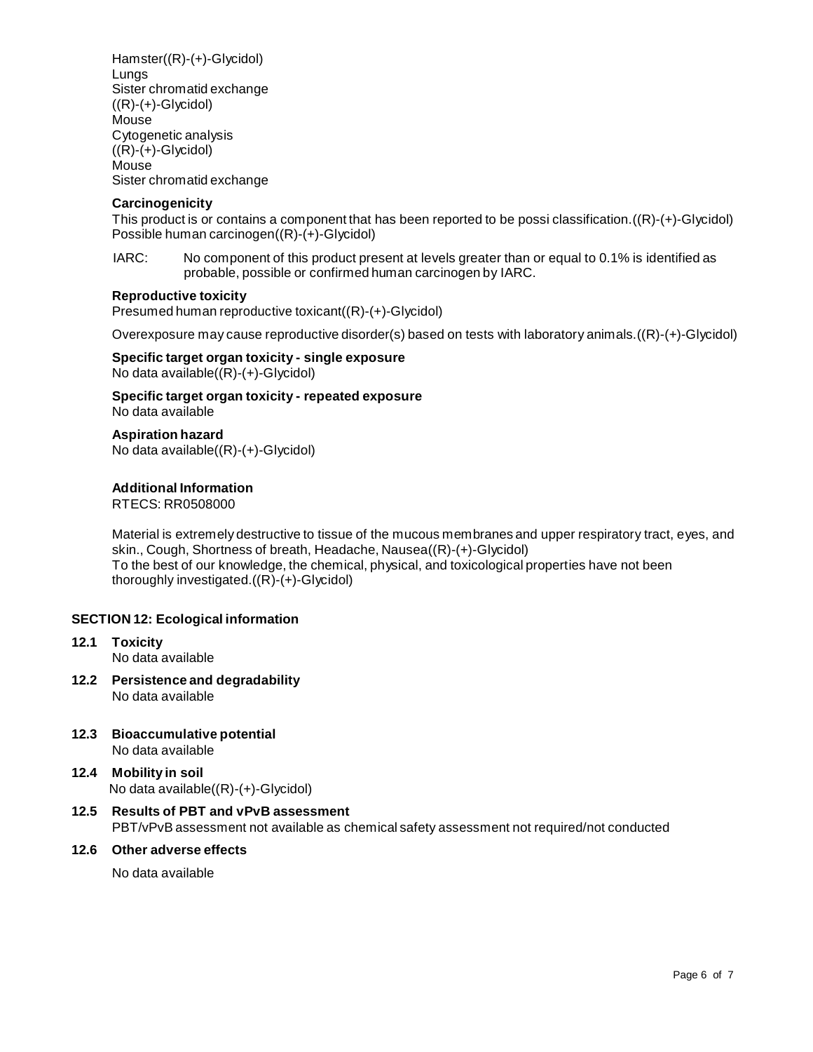Hamster((R)-(+)-Glycidol)
Lungs
Sister chromatid exchange
((R)-(+)-Glycidol)
Mouse
Cytogenetic analysis
((R)-(+)-Glycidol)
Mouse
Sister chromatid exchange

**Carcinogenicity**

This product is or contains a component that has been reported to be possi classification.((R)-(+)-Glycidol)
Possible human carcinogen((R)-(+)-Glycidol)

IARC: No component of this product present at levels greater than or equal to 0.1% is identified as probable, possible or confirmed human carcinogen by IARC.

**Reproductive toxicity**

Presumed human reproductive toxicant((R)-(+)-Glycidol)

Overexposure may cause reproductive disorder(s) based on tests with laboratory animals.((R)-(+)-Glycidol)

**Specific target organ toxicity - single exposure**

No data available((R)-(+)-Glycidol)

**Specific target organ toxicity - repeated exposure**

No data available

**Aspiration hazard**

No data available((R)-(+)-Glycidol)

**Additional Information**

RTECS: RR0508000

Material is extremely destructive to tissue of the mucous membranes and upper respiratory tract, eyes, and skin., Cough, Shortness of breath, Headache, Nausea((R)-(+)-Glycidol)
To the best of our knowledge, the chemical, physical, and toxicological properties have not been thoroughly investigated.((R)-(+)-Glycidol)

## SECTION 12: Ecological information

### 12.1 Toxicity

No data available

### 12.2 Persistence and degradability

No data available

### 12.3 Bioaccumulative potential

No data available

### 12.4 Mobility in soil

No data available((R)-(+)-Glycidol)

### 12.5 Results of PBT and vPvB assessment

PBT/vPvB assessment not available as chemical safety assessment not required/not conducted

### 12.6 Other adverse effects

No data available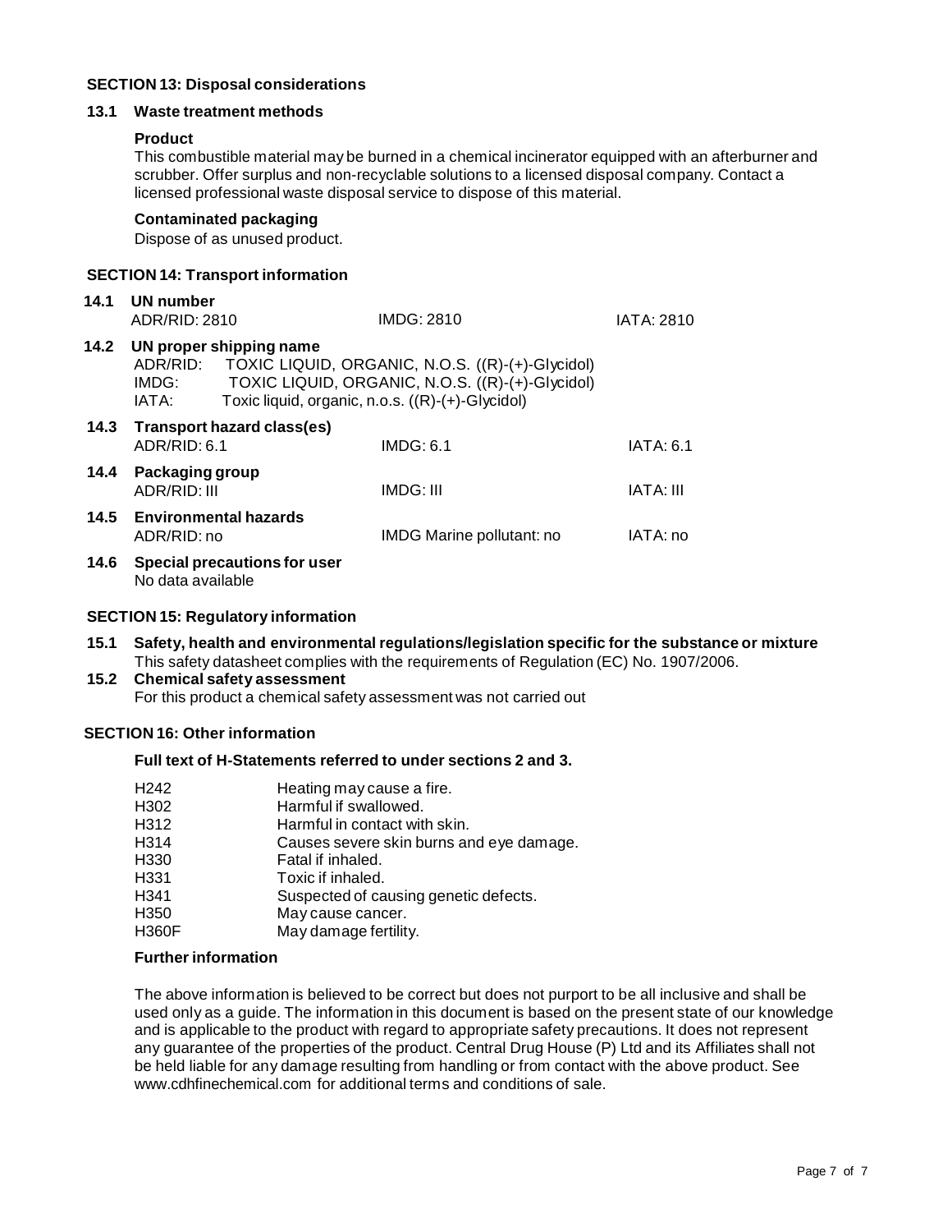## SECTION 13: Disposal considerations

### 13.1 Waste treatment methods

**Product**

This combustible material may be burned in a chemical incinerator equipped with an afterburner and scrubber. Offer surplus and non-recyclable solutions to a licensed disposal company. Contact a licensed professional waste disposal service to dispose of this material.

**Contaminated packaging**

Dispose of as unused product.

## SECTION 14: Transport information

### 14.1 UN number

| | | |
|---|---|---|
| ADR/RID: 2810 | IMDG: 2810 | IATA: 2810 |

### 14.2 UN proper shipping name

ADR/RID: TOXIC LIQUID, ORGANIC, N.O.S. ((R)-(+)-Glycidol)
IMDG: TOXIC LIQUID, ORGANIC, N.O.S. ((R)-(+)-Glycidol)
IATA: Toxic liquid, organic, n.o.s. ((R)-(+)-Glycidol)

### 14.3 Transport hazard class(es)

| | | |
|---|---|---|
| ADR/RID: 6.1 | IMDG: 6.1 | IATA: 6.1 |

### 14.4 Packaging group

| | | |
|---|---|---|
| ADR/RID: III | IMDG: III | IATA: III |

### 14.5 Environmental hazards

| | | |
|---|---|---|
| ADR/RID: no | IMDG Marine pollutant: no | IATA: no |

### 14.6 Special precautions for user

No data available

## SECTION 15: Regulatory information

### 15.1 Safety, health and environmental regulations/legislation specific for the substance or mixture

This safety datasheet complies with the requirements of Regulation (EC) No. 1907/2006.

### 15.2 Chemical safety assessment

For this product a chemical safety assessment was not carried out

## SECTION 16: Other information

**Full text of H-Statements referred to under sections 2 and 3.**

| | |
|---|---|
| H242 | Heating may cause a fire. |
| H302 | Harmful if swallowed. |
| H312 | Harmful in contact with skin. |
| H314 | Causes severe skin burns and eye damage. |
| H330 | Fatal if inhaled. |
| H331 | Toxic if inhaled. |
| H341 | Suspected of causing genetic defects. |
| H350 | May cause cancer. |
| H360F | May damage fertility. |

**Further information**

The above information is believed to be correct but does not purport to be all inclusive and shall be used only as a guide. The information in this document is based on the present state of our knowledge and is applicable to the product with regard to appropriate safety precautions. It does not represent any guarantee of the properties of the product. Central Drug House (P) Ltd and its Affiliates shall not be held liable for any damage resulting from handling or from contact with the above product. See www.cdhfinechemical.com for additional terms and conditions of sale.